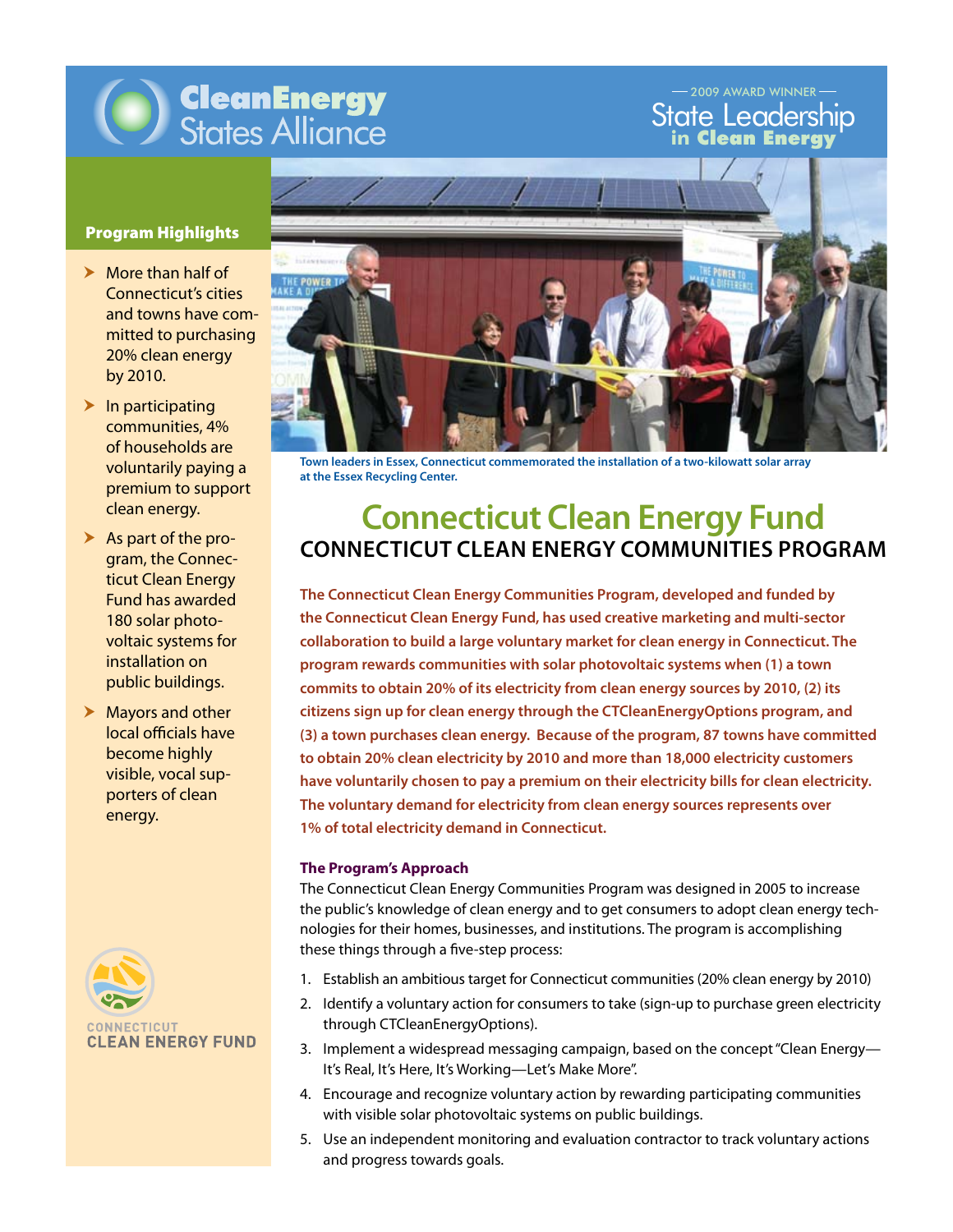**CleanEnergy States Alliance**

2009 AWARD WINNER — State Leadership in Clean Energy

### Program Highlights

- More than half of Connecticut's cities and towns have committed to purchasing 20% clean energy by 2010.
- In participating communities, 4% of households are voluntarily paying a premium to support clean energy.
- As part of the program, the Connecticut Clean Energy Fund has awarded 180 solar photovoltaic systems for installation on public buildings.
- Mayors and other local officials have become highly visible, vocal supporters of clean energy.

CONNECTICUT CLEAN ENERGY FUND

Town leaders in Essex, Connecticut commemorated the installation of a two-kilowatt solar array at the Essex Recycling Center.

# Connecticut Clean Energy Fund

## CONNECTICUT CLEAN ENERGY COMMUNITIES PROGRAM

**The Connecticut Clean Energy Communities Program, developed and funded by the Connecticut Clean Energy Fund, has used creative marketing and multi-sector collaboration to build a large voluntary market for clean energy in Connecticut. The program rewards communities with solar photovoltaic systems when (1) a town commits to obtain 20% of its electricity from clean energy sources by 2010, (2) its citizens sign up for clean energy through the CTCleanEnergyOptions program, and (3) a town purchases clean energy. Because of the program, 87 towns have committed to obtain 20% clean electricity by 2010 and more than 18,000 electricity customers have voluntarily chosen to pay a premium on their electricity bills for clean electricity. The voluntary demand for electricity from clean energy sources represents over 1% of total electricity demand in Connecticut.**

### The Program's Approach

The Connecticut Clean Energy Communities Program was designed in 2005 to increase the public's knowledge of clean energy and to get consumers to adopt clean energy technologies for their homes, businesses, and institutions. The program is accomplishing these things through a five-step process:

1. Establish an ambitious target for Connecticut communities (20% clean energy by 2010)
2. Identify a voluntary action for consumers to take (sign-up to purchase green electricity through CTCleanEnergyOptions).
3. Implement a widespread messaging campaign, based on the concept "Clean Energy—It's Real, It's Here, It's Working—Let's Make More".
4. Encourage and recognize voluntary action by rewarding participating communities with visible solar photovoltaic systems on public buildings.
5. Use an independent monitoring and evaluation contractor to track voluntary actions and progress towards goals.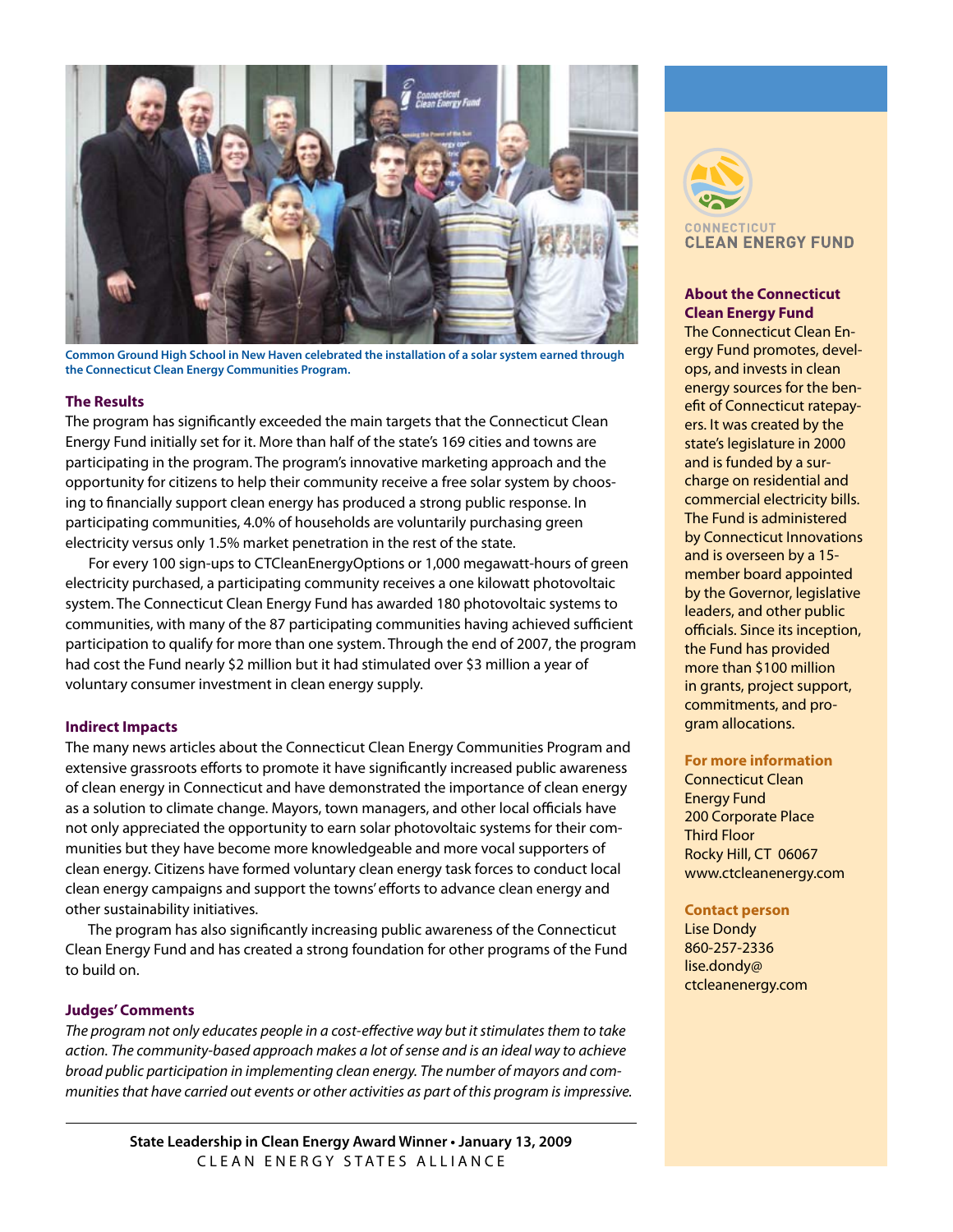Common Ground High School in New Haven celebrated the installation of a solar system earned through the Connecticut Clean Energy Communities Program.

### The Results

The program has significantly exceeded the main targets that the Connecticut Clean Energy Fund initially set for it. More than half of the state's 169 cities and towns are participating in the program. The program's innovative marketing approach and the opportunity for citizens to help their community receive a free solar system by choosing to financially support clean energy has produced a strong public response. In participating communities, 4.0% of households are voluntarily purchasing green electricity versus only 1.5% market penetration in the rest of the state.

For every 100 sign-ups to CTCleanEnergyOptions or 1,000 megawatt-hours of green electricity purchased, a participating community receives a one kilowatt photovoltaic system. The Connecticut Clean Energy Fund has awarded 180 photovoltaic systems to communities, with many of the 87 participating communities having achieved sufficient participation to qualify for more than one system. Through the end of 2007, the program had cost the Fund nearly $2 million but it had stimulated over $3 million a year of voluntary consumer investment in clean energy supply.

### Indirect Impacts

The many news articles about the Connecticut Clean Energy Communities Program and extensive grassroots efforts to promote it have significantly increased public awareness of clean energy in Connecticut and have demonstrated the importance of clean energy as a solution to climate change. Mayors, town managers, and other local officials have not only appreciated the opportunity to earn solar photovoltaic systems for their communities but they have become more knowledgeable and more vocal supporters of clean energy. Citizens have formed voluntary clean energy task forces to conduct local clean energy campaigns and support the towns' efforts to advance clean energy and other sustainability initiatives.

The program has also significantly increasing public awareness of the Connecticut Clean Energy Fund and has created a strong foundation for other programs of the Fund to build on.

### Judges' Comments

*The program not only educates people in a cost-effective way but it stimulates them to take action. The community-based approach makes a lot of sense and is an ideal way to achieve broad public participation in implementing clean energy. The number of mayors and communities that have carried out events or other activities as part of this program is impressive.*

**State Leadership in Clean Energy Award Winner • January 13, 2009**

CLEAN ENERGY STATES ALLIANCE

CONNECTICUT
**CLEAN ENERGY FUND**

### About the Connecticut Clean Energy Fund

The Connecticut Clean Energy Fund promotes, develops, and invests in clean energy sources for the benefit of Connecticut ratepayers. It was created by the state's legislature in 2000 and is funded by a surcharge on residential and commercial electricity bills. The Fund is administered by Connecticut Innovations and is overseen by a 15-member board appointed by the Governor, legislative leaders, and other public officials. Since its inception, the Fund has provided more than $100 million in grants, project support, commitments, and program allocations.

### For more information

Connecticut Clean Energy Fund
200 Corporate Place
Third Floor
Rocky Hill, CT 06067
www.ctcleanenergy.com

### Contact person

Lise Dondy
860-257-2336
lise.dondy@ctcleanenergy.com